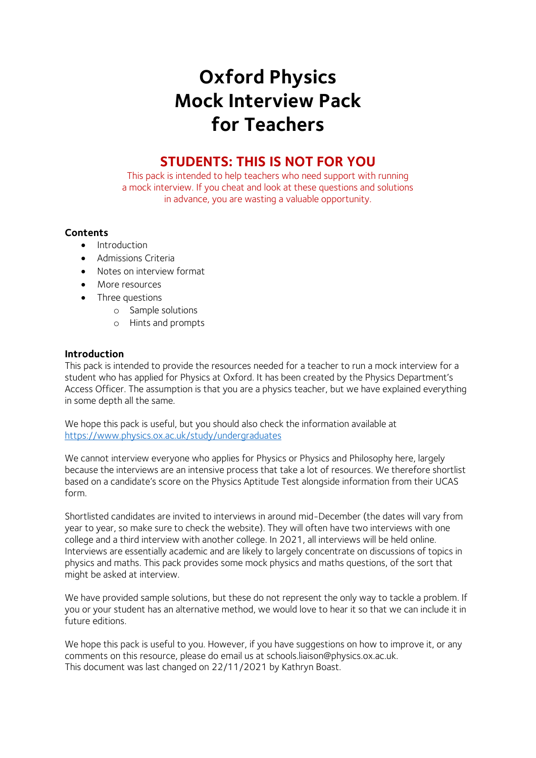# Oxford Physics Mock Interview Pack for Teachers

## STUDENTS: THIS IS NOT FOR YOU

This pack is intended to help teachers who need support with running a mock interview. If you cheat and look at these questions and solutions in advance, you are wasting a valuable opportunity.

**Contents**

- Introduction
- Admissions Criteria
- Notes on interview format
- More resources
- Three questions
    - Sample solutions
    - Hints and prompts

**Introduction**

This pack is intended to provide the resources needed for a teacher to run a mock interview for a student who has applied for Physics at Oxford. It has been created by the Physics Department's Access Officer. The assumption is that you are a physics teacher, but we have explained everything in some depth all the same.

We hope this pack is useful, but you should also check the information available at https://www.physics.ox.ac.uk/study/undergraduates

We cannot interview everyone who applies for Physics or Physics and Philosophy here, largely because the interviews are an intensive process that take a lot of resources. We therefore shortlist based on a candidate's score on the Physics Aptitude Test alongside information from their UCAS form.

Shortlisted candidates are invited to interviews in around mid-December (the dates will vary from year to year, so make sure to check the website). They will often have two interviews with one college and a third interview with another college. In 2021, all interviews will be held online. Interviews are essentially academic and are likely to largely concentrate on discussions of topics in physics and maths. This pack provides some mock physics and maths questions, of the sort that might be asked at interview.

We have provided sample solutions, but these do not represent the only way to tackle a problem. If you or your student has an alternative method, we would love to hear it so that we can include it in future editions.

We hope this pack is useful to you. However, if you have suggestions on how to improve it, or any comments on this resource, please do email us at schools.liaison@physics.ox.ac.uk.
This document was last changed on 22/11/2021 by Kathryn Boast.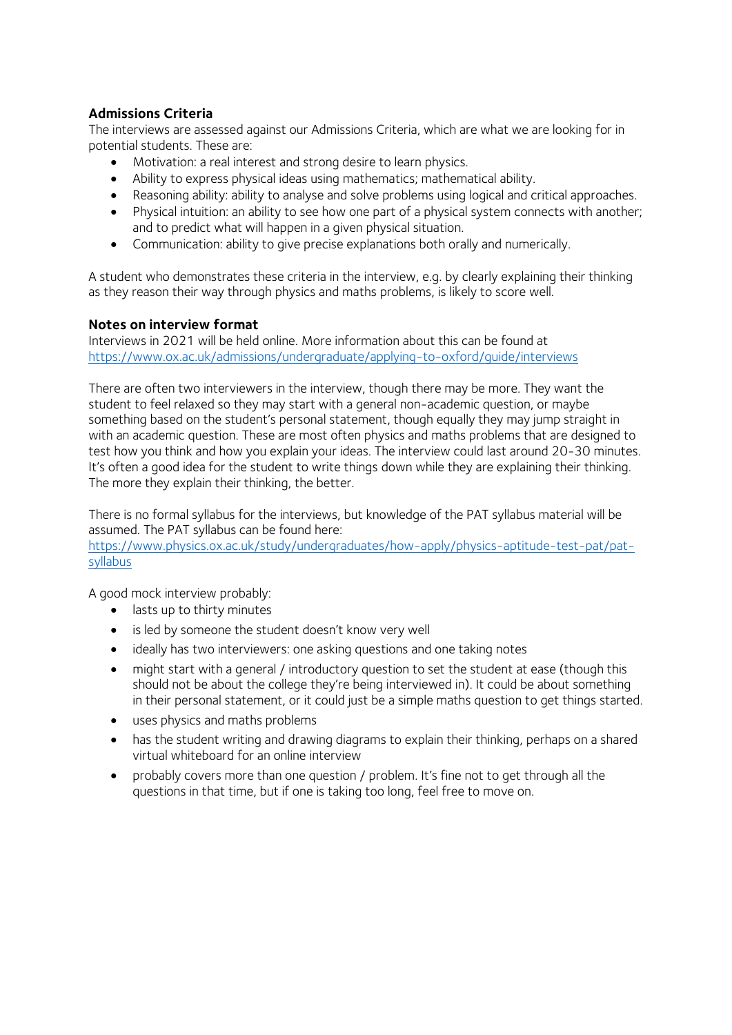### Admissions Criteria

The interviews are assessed against our Admissions Criteria, which are what we are looking for in potential students. These are:

- Motivation: a real interest and strong desire to learn physics.
- Ability to express physical ideas using mathematics; mathematical ability.
- Reasoning ability: ability to analyse and solve problems using logical and critical approaches.
- Physical intuition: an ability to see how one part of a physical system connects with another; and to predict what will happen in a given physical situation.
- Communication: ability to give precise explanations both orally and numerically.

A student who demonstrates these criteria in the interview, e.g. by clearly explaining their thinking as they reason their way through physics and maths problems, is likely to score well.

### Notes on interview format

Interviews in 2021 will be held online. More information about this can be found at https://www.ox.ac.uk/admissions/undergraduate/applying-to-oxford/guide/interviews

There are often two interviewers in the interview, though there may be more. They want the student to feel relaxed so they may start with a general non-academic question, or maybe something based on the student's personal statement, though equally they may jump straight in with an academic question. These are most often physics and maths problems that are designed to test how you think and how you explain your ideas. The interview could last around 20-30 minutes. It's often a good idea for the student to write things down while they are explaining their thinking. The more they explain their thinking, the better.

There is no formal syllabus for the interviews, but knowledge of the PAT syllabus material will be assumed. The PAT syllabus can be found here:
https://www.physics.ox.ac.uk/study/undergraduates/how-apply/physics-aptitude-test-pat/pat-syllabus

A good mock interview probably:

- lasts up to thirty minutes
- is led by someone the student doesn't know very well
- ideally has two interviewers: one asking questions and one taking notes
- might start with a general / introductory question to set the student at ease (though this should not be about the college they're being interviewed in). It could be about something in their personal statement, or it could just be a simple maths question to get things started.
- uses physics and maths problems
- has the student writing and drawing diagrams to explain their thinking, perhaps on a shared virtual whiteboard for an online interview
- probably covers more than one question / problem. It's fine not to get through all the questions in that time, but if one is taking too long, feel free to move on.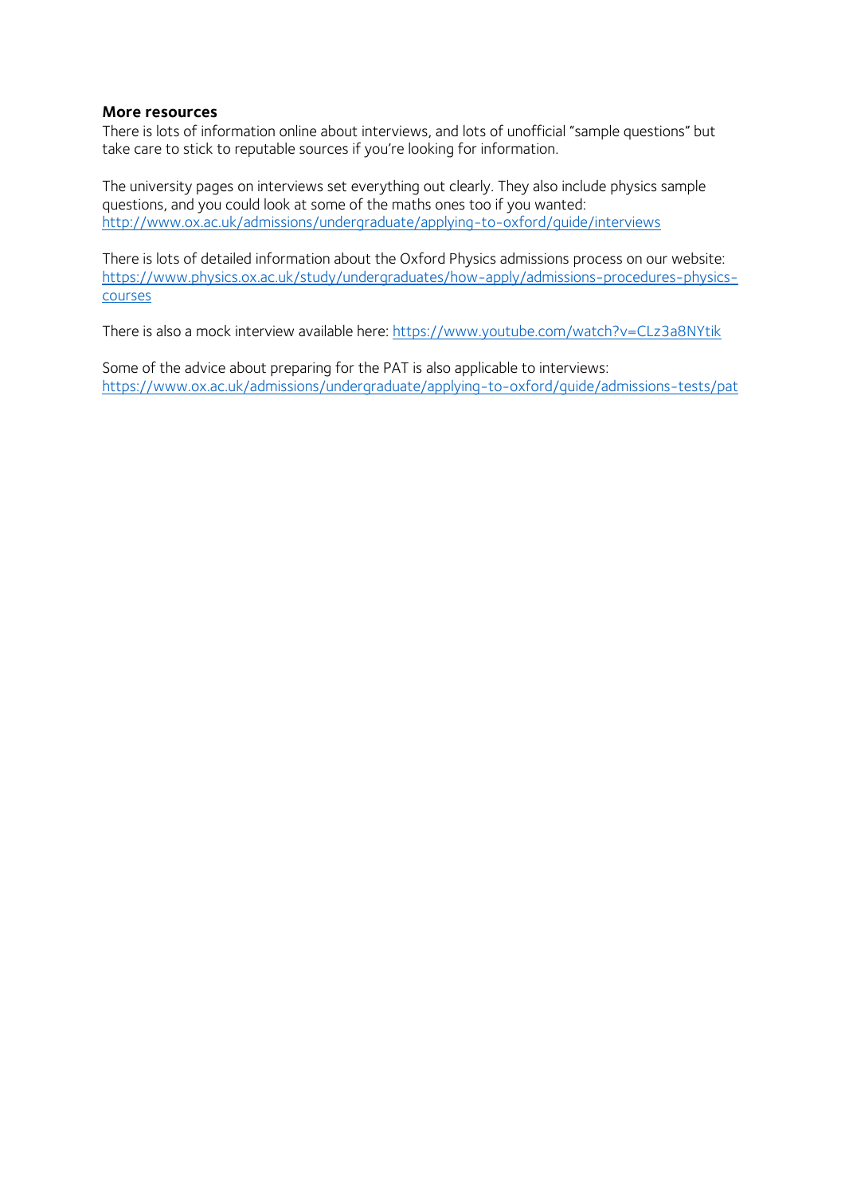**More resources**

There is lots of information online about interviews, and lots of unofficial "sample questions" but take care to stick to reputable sources if you're looking for information.

The university pages on interviews set everything out clearly. They also include physics sample questions, and you could look at some of the maths ones too if you wanted: http://www.ox.ac.uk/admissions/undergraduate/applying-to-oxford/guide/interviews

There is lots of detailed information about the Oxford Physics admissions process on our website: https://www.physics.ox.ac.uk/study/undergraduates/how-apply/admissions-procedures-physics-courses

There is also a mock interview available here: https://www.youtube.com/watch?v=CLz3a8NYtik

Some of the advice about preparing for the PAT is also applicable to interviews: https://www.ox.ac.uk/admissions/undergraduate/applying-to-oxford/guide/admissions-tests/pat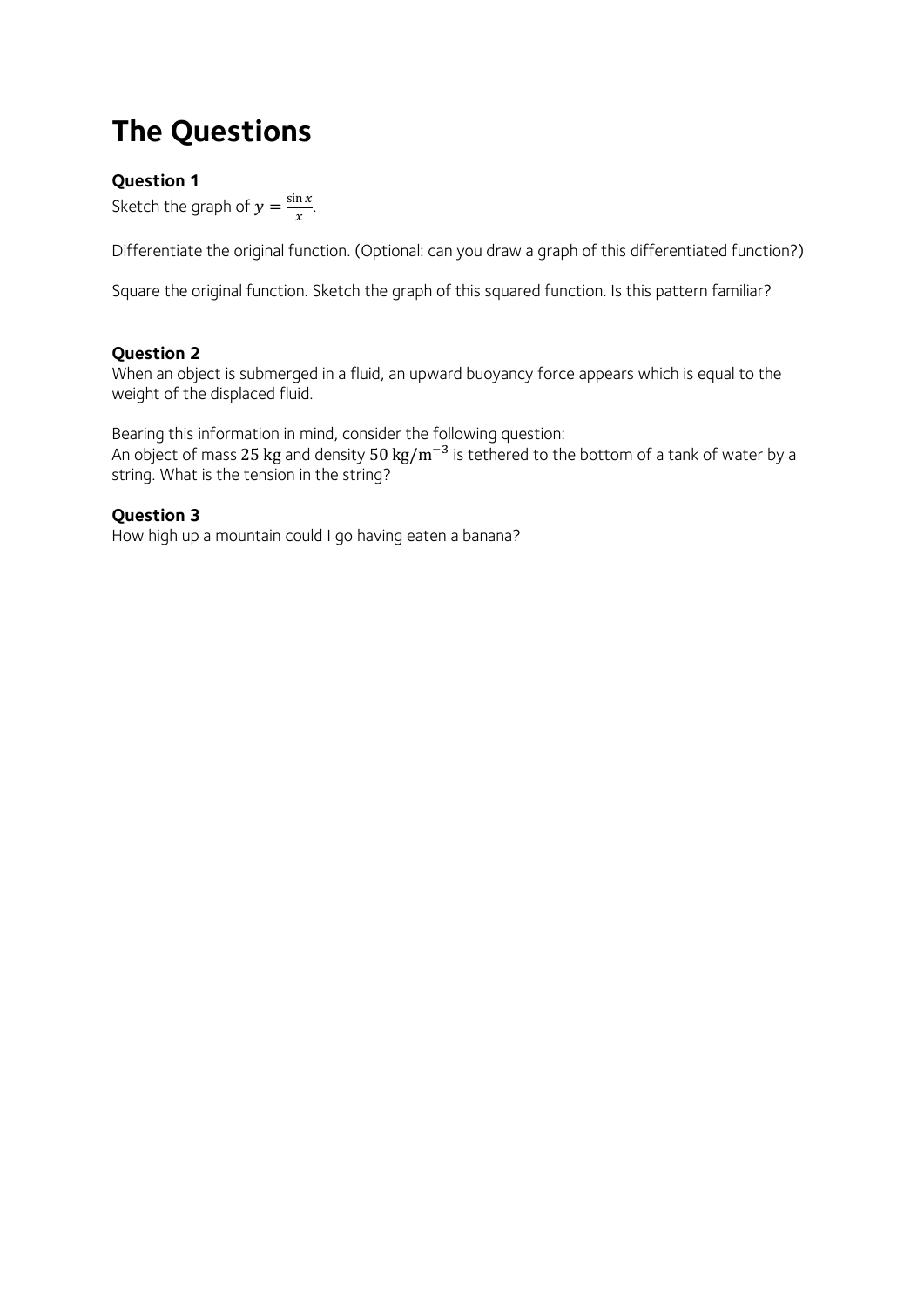# The Questions

### Question 1

Sketch the graph of $y = \frac{\sin x}{x}$.

Differentiate the original function. (Optional: can you draw a graph of this differentiated function?)

Square the original function. Sketch the graph of this squared function. Is this pattern familiar?

### Question 2

When an object is submerged in a fluid, an upward buoyancy force appears which is equal to the weight of the displaced fluid.

Bearing this information in mind, consider the following question:
An object of mass $25\ \mathrm{kg}$ and density $50\ \mathrm{kg/m^{-3}}$ is tethered to the bottom of a tank of water by a string. What is the tension in the string?

### Question 3

How high up a mountain could I go having eaten a banana?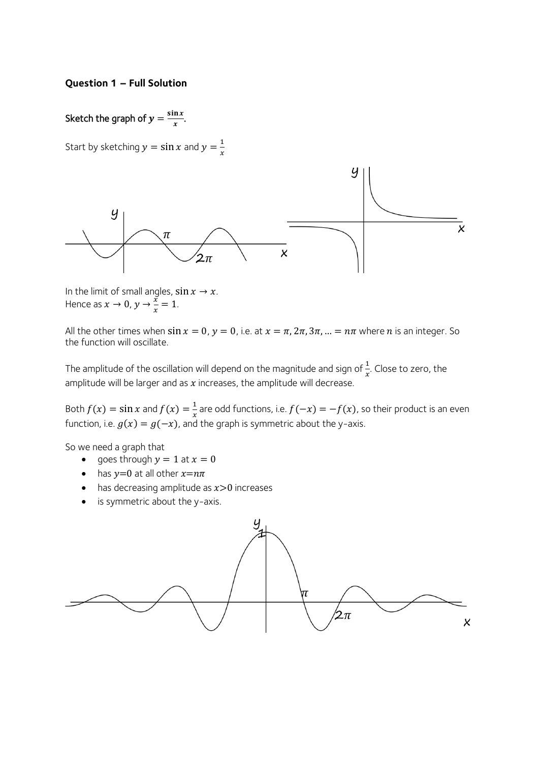**Question 1 – Full Solution**

Sketch the graph of $y = \frac{\sin x}{x}$.

Start by sketching $y = \sin x$ and $y = \frac{1}{x}$

In the limit of small angles, $\sin x \to x$.
Hence as $x \to 0$, $y \to \frac{x}{x} = 1$.

All the other times when $\sin x = 0$, $y = 0$, i.e. at $x = \pi, 2\pi, 3\pi, \ldots = n\pi$ where $n$ is an integer. So the function will oscillate.

The amplitude of the oscillation will depend on the magnitude and sign of $\frac{1}{x}$. Close to zero, the amplitude will be larger and as $x$ increases, the amplitude will decrease.

Both $f(x) = \sin x$ and $f(x) = \frac{1}{x}$ are odd functions, i.e. $f(-x) = -f(x)$, so their product is an even function, i.e. $g(x) = g(-x)$, and the graph is symmetric about the y-axis.

So we need a graph that

- goes through $y = 1$ at $x = 0$
- has $y=0$ at all other $x=n\pi$
- has decreasing amplitude as $x>0$ increases
- is symmetric about the y-axis.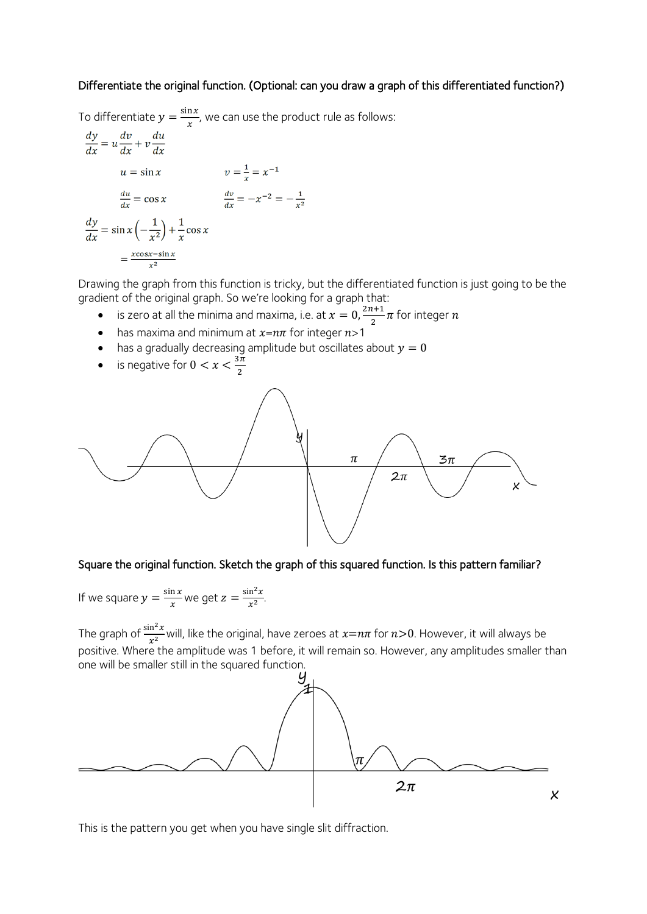**Differentiate the original function. (Optional: can you draw a graph of this differentiated function?)**

To differentiate $y = \frac{\sin x}{x}$, we can use the product rule as follows:

$$\frac{dy}{dx} = u\frac{dv}{dx} + v\frac{du}{dx}$$

$u = \sin x$ $\qquad v = \frac{1}{x} = x^{-1}$

$\frac{du}{dx} = \cos x$ $\qquad \frac{dv}{dx} = -x^{-2} = -\frac{1}{x^2}$

$$\frac{dy}{dx} = \sin x\left(-\frac{1}{x^2}\right) + \frac{1}{x}\cos x$$

$$= \frac{x\cos x - \sin x}{x^2}$$

Drawing the graph from this function is tricky, but the differentiated function is just going to be the gradient of the original graph. So we're looking for a graph that:

- is zero at all the minima and maxima, i.e. at $x = 0, \frac{2n+1}{2}\pi$ for integer $n$
- has maxima and minimum at $x$=$n\pi$ for integer $n$>1
- has a gradually decreasing amplitude but oscillates about $y = 0$
- is negative for $0 < x < \frac{3\pi}{2}$

**Square the original function. Sketch the graph of this squared function. Is this pattern familiar?**

If we square $y = \frac{\sin x}{x}$ we get $z = \frac{\sin^2 x}{x^2}$.

The graph of $\frac{\sin^2 x}{x^2}$ will, like the original, have zeroes at $x$=$n\pi$ for $n$>0. However, it will always be positive. Where the amplitude was 1 before, it will remain so. However, any amplitudes smaller than one will be smaller still in the squared function.

This is the pattern you get when you have single slit diffraction.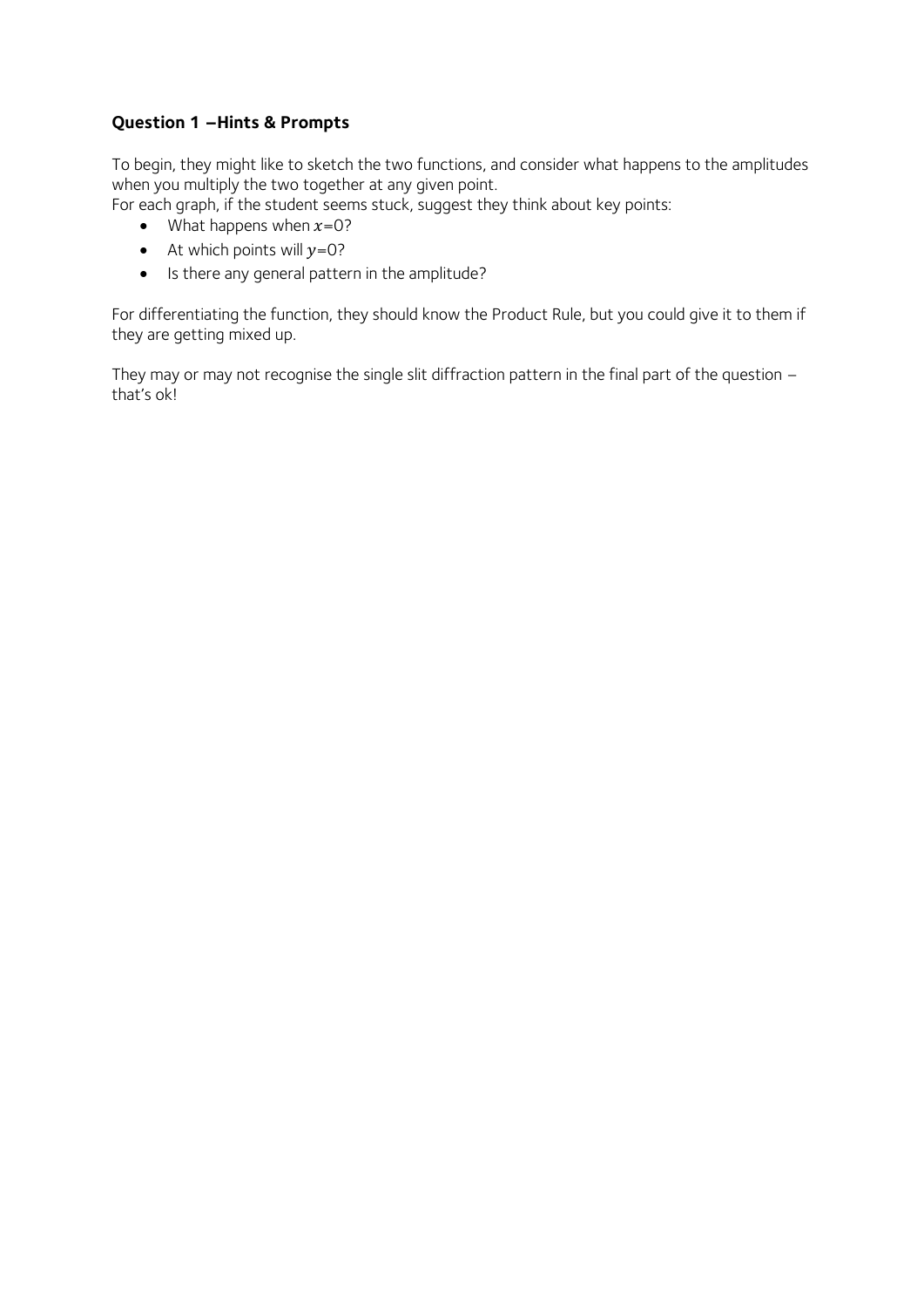### Question 1 –Hints & Prompts

To begin, they might like to sketch the two functions, and consider what happens to the amplitudes when you multiply the two together at any given point.
For each graph, if the student seems stuck, suggest they think about key points:

- What happens when $x=0$?
- At which points will $y=0$?
- Is there any general pattern in the amplitude?

For differentiating the function, they should know the Product Rule, but you could give it to them if they are getting mixed up.

They may or may not recognise the single slit diffraction pattern in the final part of the question – that's ok!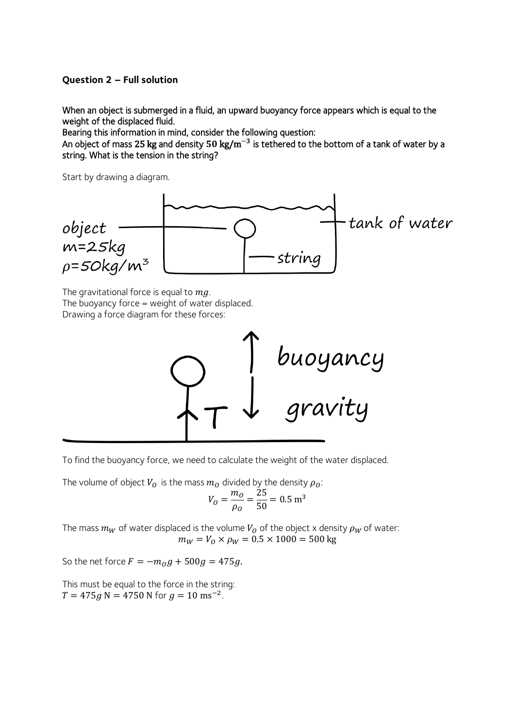**Question 2 – Full solution**

When an object is submerged in a fluid, an upward buoyancy force appears which is equal to the weight of the displaced fluid.
Bearing this information in mind, consider the following question:
An object of mass $\mathbf{25\ kg}$ and density $\mathbf{50\ kg/m^{-3}}$ is tethered to the bottom of a tank of water by a string. What is the tension in the string?

Start by drawing a diagram.

The gravitational force is equal to $mg$.
The buoyancy force = weight of water displaced.
Drawing a force diagram for these forces:

To find the buoyancy force, we need to calculate the weight of the water displaced.

The volume of object $V_O$ is the mass $m_O$ divided by the density $\rho_O$:

$$V_O = \frac{m_O}{\rho_O} = \frac{25}{50} = 0.5\ \mathrm{m}^3$$

The mass $m_W$ of water displaced is the volume $V_O$ of the object x density $\rho_W$ of water:

$$m_W = V_O \times \rho_W = 0.5 \times 1000 = 500\ \mathrm{kg}$$

So the net force $F = -m_O g + 500g = 475g$.

This must be equal to the force in the string:
$T = 475g\ \mathrm{N} = 4750\ \mathrm{N}$ for $g = 10\ \mathrm{ms}^{-2}$.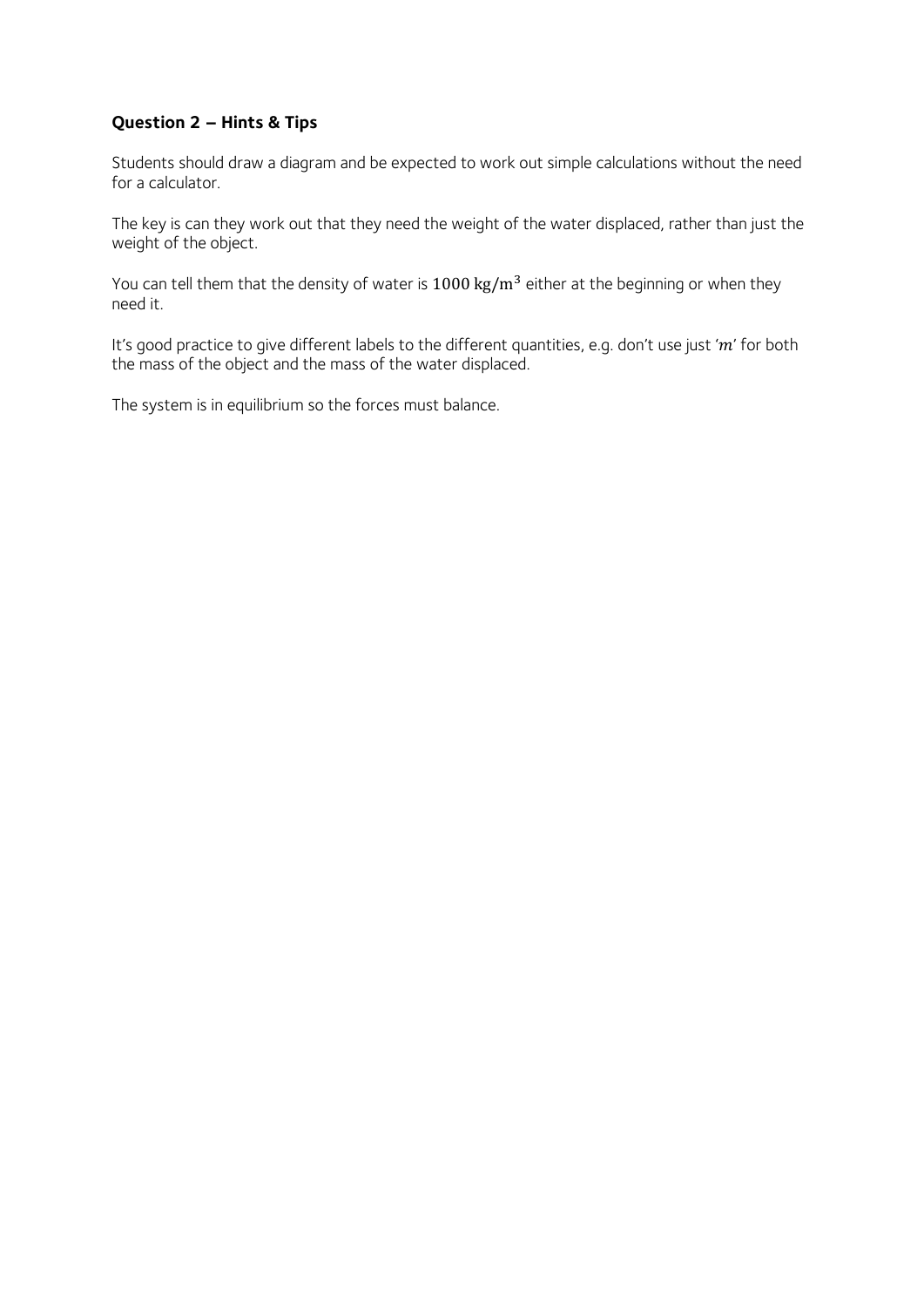**Question 2 – Hints & Tips**

Students should draw a diagram and be expected to work out simple calculations without the need for a calculator.

The key is can they work out that they need the weight of the water displaced, rather than just the weight of the object.

You can tell them that the density of water is $1000 \text{ kg/m}^3$ either at the beginning or when they need it.

It's good practice to give different labels to the different quantities, e.g. don't use just '$m$' for both the mass of the object and the mass of the water displaced.

The system is in equilibrium so the forces must balance.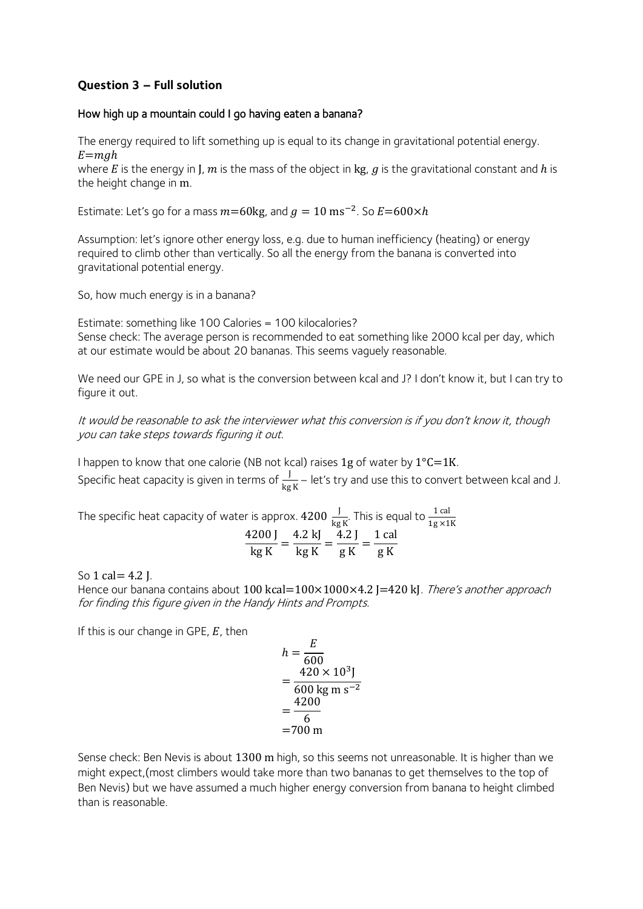**Question 3 – Full solution**

How high up a mountain could I go having eaten a banana?

The energy required to lift something up is equal to its change in gravitational potential energy.
$E=mgh$
where $E$ is the energy in J, $m$ is the mass of the object in kg, $g$ is the gravitational constant and $h$ is the height change in m.

Estimate: Let's go for a mass $m=60\text{kg}$, and $g = 10\ \text{ms}^{-2}$. So $E=600\times h$

Assumption: let's ignore other energy loss, e.g. due to human inefficiency (heating) or energy required to climb other than vertically. So all the energy from the banana is converted into gravitational potential energy.

So, how much energy is in a banana?

Estimate: something like 100 Calories = 100 kilocalories?
Sense check: The average person is recommended to eat something like 2000 kcal per day, which at our estimate would be about 20 bananas. This seems vaguely reasonable.

We need our GPE in J, so what is the conversion between kcal and J? I don't know it, but I can try to figure it out.

*It would be reasonable to ask the interviewer what this conversion is if you don't know it, though you can take steps towards figuring it out.*

I happen to know that one calorie (NB not kcal) raises 1g of water by $1°\text{C}=1\text{K}$.
Specific heat capacity is given in terms of $\frac{\text{J}}{\text{kg K}}$ – let's try and use this to convert between kcal and J.

The specific heat capacity of water is approx. $4200\ \frac{\text{J}}{\text{kg K}}$. This is equal to $\frac{1\ \text{cal}}{1\text{g}\times 1\text{K}}$

$$\frac{4200\ \text{J}}{\text{kg K}} = \frac{4.2\ \text{kJ}}{\text{kg K}} = \frac{4.2\ \text{J}}{\text{g K}} = \frac{1\ \text{cal}}{\text{g K}}$$

So $1\ \text{cal} = 4.2\ \text{J}$.
Hence our banana contains about $100\ \text{kcal}=100\times 1000\times 4.2\ \text{J}=420\ \text{kJ}$. *There's another approach for finding this figure given in the Handy Hints and Prompts.*

If this is our change in GPE, $E$, then

$$\begin{aligned} h &= \frac{E}{600} \\ &= \frac{420\times 10^3\text{J}}{600\ \text{kg m s}^{-2}} \\ &= \frac{4200}{6} \\ &= 700\ \text{m} \end{aligned}$$

Sense check: Ben Nevis is about 1300 m high, so this seems not unreasonable. It is higher than we might expect,(most climbers would take more than two bananas to get themselves to the top of Ben Nevis) but we have assumed a much higher energy conversion from banana to height climbed than is reasonable.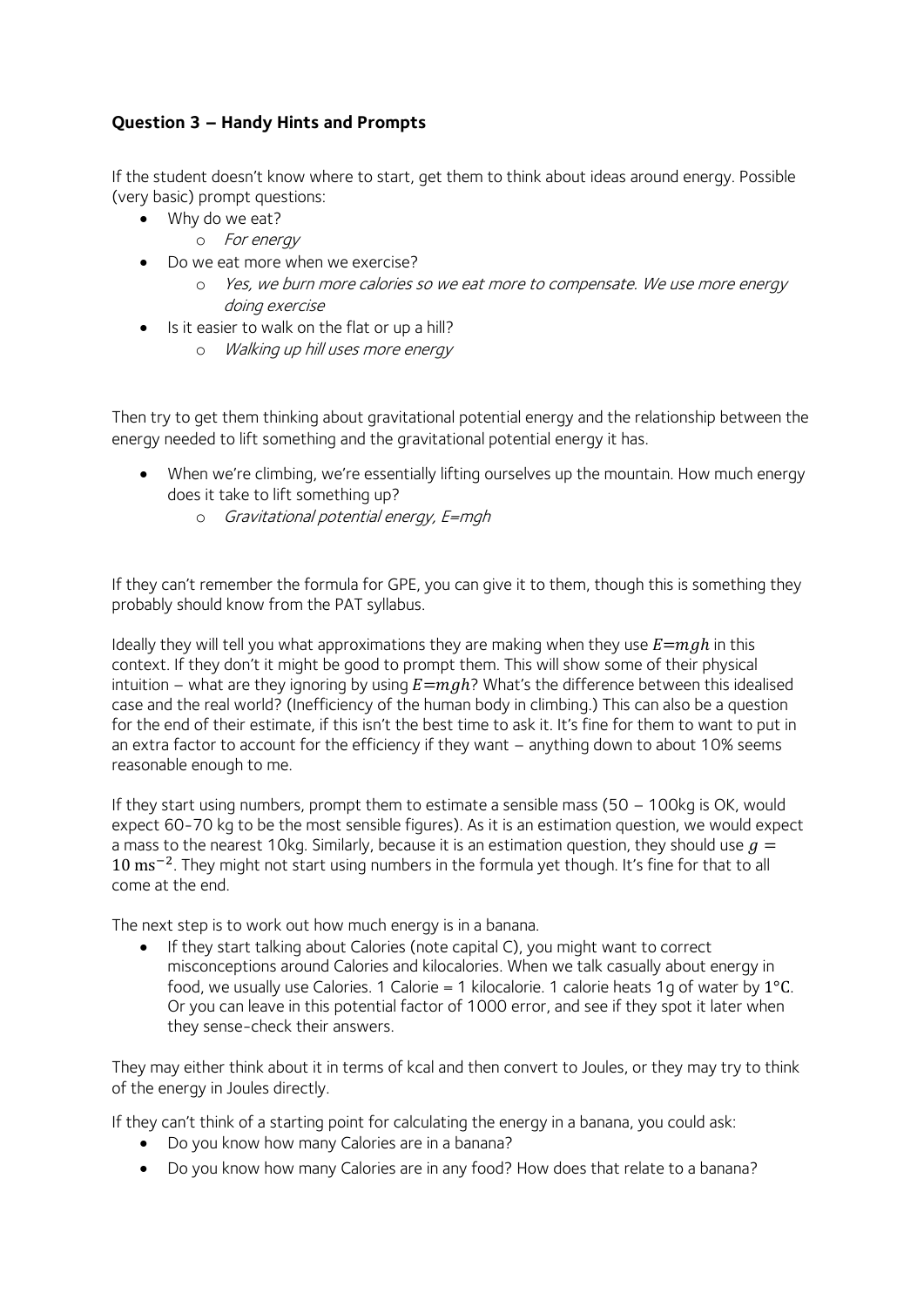### Question 3 – Handy Hints and Prompts

If the student doesn't know where to start, get them to think about ideas around energy. Possible (very basic) prompt questions:

- Why do we eat?
    - *For energy*
- Do we eat more when we exercise?
    - *Yes, we burn more calories so we eat more to compensate. We use more energy doing exercise*
- Is it easier to walk on the flat or up a hill?
    - *Walking up hill uses more energy*

Then try to get them thinking about gravitational potential energy and the relationship between the energy needed to lift something and the gravitational potential energy it has.

- When we're climbing, we're essentially lifting ourselves up the mountain. How much energy does it take to lift something up?
    - *Gravitational potential energy, E=mgh*

If they can't remember the formula for GPE, you can give it to them, though this is something they probably should know from the PAT syllabus.

Ideally they will tell you what approximations they are making when they use $E=mgh$ in this context. If they don't it might be good to prompt them. This will show some of their physical intuition – what are they ignoring by using $E=mgh$? What's the difference between this idealised case and the real world? (Inefficiency of the human body in climbing.) This can also be a question for the end of their estimate, if this isn't the best time to ask it. It's fine for them to want to put in an extra factor to account for the efficiency if they want – anything down to about 10% seems reasonable enough to me.

If they start using numbers, prompt them to estimate a sensible mass (50 – 100kg is OK, would expect 60-70 kg to be the most sensible figures). As it is an estimation question, we would expect a mass to the nearest 10kg. Similarly, because it is an estimation question, they should use $g = 10\ \mathrm{ms^{-2}}$. They might not start using numbers in the formula yet though. It's fine for that to all come at the end.

The next step is to work out how much energy is in a banana.

- If they start talking about Calories (note capital C), you might want to correct misconceptions around Calories and kilocalories. When we talk casually about energy in food, we usually use Calories. 1 Calorie = 1 kilocalorie. 1 calorie heats 1g of water by $1°\mathrm{C}$. Or you can leave in this potential factor of 1000 error, and see if they spot it later when they sense-check their answers.

They may either think about it in terms of kcal and then convert to Joules, or they may try to think of the energy in Joules directly.

If they can't think of a starting point for calculating the energy in a banana, you could ask:

- Do you know how many Calories are in a banana?
- Do you know how many Calories are in any food? How does that relate to a banana?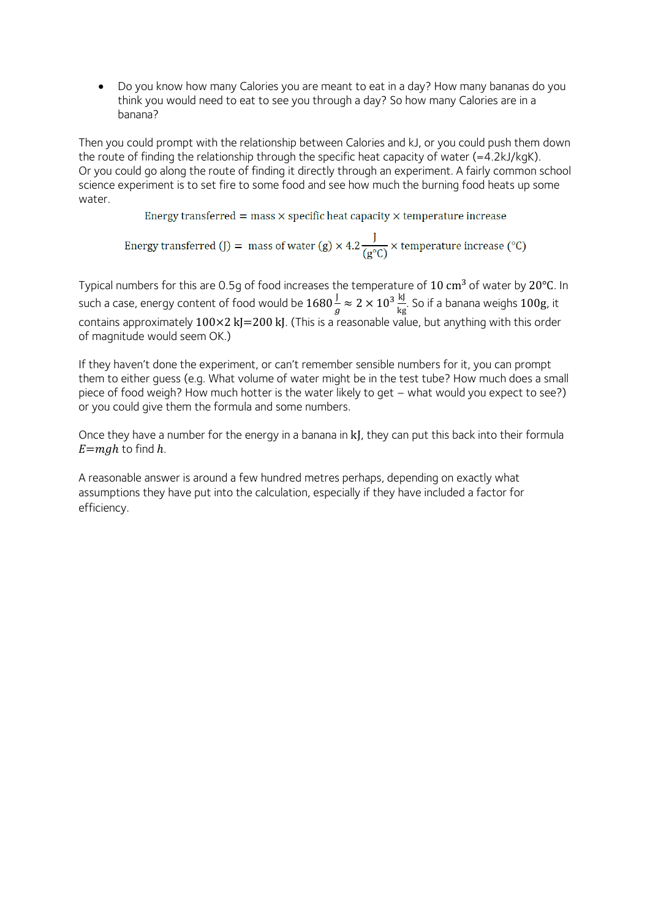- Do you know how many Calories you are meant to eat in a day? How many bananas do you think you would need to eat to see you through a day? So how many Calories are in a banana?

Then you could prompt with the relationship between Calories and kJ, or you could push them down the route of finding the relationship through the specific heat capacity of water (=4.2kJ/kgK). Or you could go along the route of finding it directly through an experiment. A fairly common school science experiment is to set fire to some food and see how much the burning food heats up some water.

$$\text{Energy transferred} = \text{mass} \times \text{specific heat capacity} \times \text{temperature increase}$$

$$\text{Energy transferred (J)} = \text{ mass of water (g)} \times 4.2\frac{\text{J}}{(\text{g}°\text{C})} \times \text{temperature increase (°C)}$$

Typical numbers for this are 0.5g of food increases the temperature of $10\ \text{cm}^3$ of water by $20°\text{C}$. In such a case, energy content of food would be $1680\frac{\text{J}}{g} \approx 2 \times 10^3\ \frac{\text{kJ}}{\text{kg}}$. So if a banana weighs $100\text{g}$, it contains approximately $100{\times}2\ \text{kJ}{=}200\ \text{kJ}$. (This is a reasonable value, but anything with this order of magnitude would seem OK.)

If they haven't done the experiment, or can't remember sensible numbers for it, you can prompt them to either guess (e.g. What volume of water might be in the test tube? How much does a small piece of food weigh? How much hotter is the water likely to get – what would you expect to see?) or you could give them the formula and some numbers.

Once they have a number for the energy in a banana in $\text{kJ}$, they can put this back into their formula $E{=}mgh$ to find $h$.

A reasonable answer is around a few hundred metres perhaps, depending on exactly what assumptions they have put into the calculation, especially if they have included a factor for efficiency.